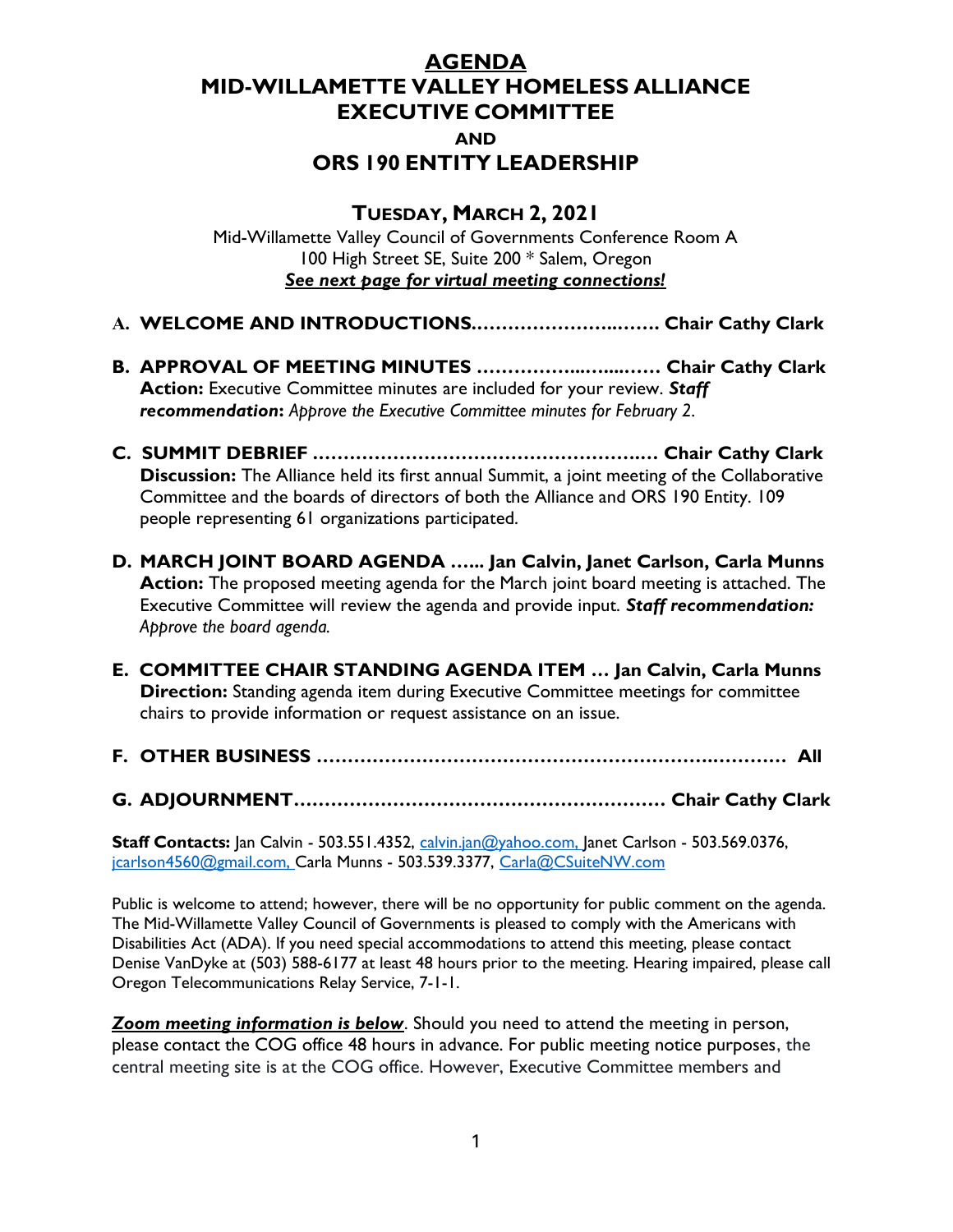# AGENDA
# MID-WILLAMETTE VALLEY HOMELESS ALLIANCE EXECUTIVE COMMITTEE
## AND
# ORS 190 ENTITY LEADERSHIP

## TUESDAY, MARCH 2, 2021

Mid-Willamette Valley Council of Governments Conference Room A
100 High Street SE, Suite 200 * Salem, Oregon
***See next page for virtual meeting connections!***

**A. WELCOME AND INTRODUCTIONS.…………………….…….. Chair Cathy Clark**

**B. APPROVAL OF MEETING MINUTES ……………...…...…… Chair Cathy Clark**
**Action:** Executive Committee minutes are included for your review. ***Staff recommendation****: Approve the Executive Committee minutes for February 2.*

**C. SUMMIT DEBRIEF ……………………………………………..… Chair Cathy Clark**
**Discussion:** The Alliance held its first annual Summit, a joint meeting of the Collaborative Committee and the boards of directors of both the Alliance and ORS 190 Entity. 109 people representing 61 organizations participated.

**D. MARCH JOINT BOARD AGENDA …... Jan Calvin, Janet Carlson, Carla Munns**
**Action:** The proposed meeting agenda for the March joint board meeting is attached. The Executive Committee will review the agenda and provide input. ***Staff recommendation:*** *Approve the board agenda.*

**E. COMMITTEE CHAIR STANDING AGENDA ITEM … Jan Calvin, Carla Munns**
**Direction:** Standing agenda item during Executive Committee meetings for committee chairs to provide information or request assistance on an issue.

**F. OTHER BUSINESS ………………………………………………………….………. All**

**G. ADJOURNMENT…………………………………………………… Chair Cathy Clark**

**Staff Contacts:** Jan Calvin - 503.551.4352, calvin.jan@yahoo.com, Janet Carlson - 503.569.0376, jcarlson4560@gmail.com, Carla Munns - 503.539.3377, Carla@CSuiteNW.com

Public is welcome to attend; however, there will be no opportunity for public comment on the agenda. The Mid-Willamette Valley Council of Governments is pleased to comply with the Americans with Disabilities Act (ADA). If you need special accommodations to attend this meeting, please contact Denise VanDyke at (503) 588-6177 at least 48 hours prior to the meeting. Hearing impaired, please call Oregon Telecommunications Relay Service, 7-1-1.

***Zoom meeting information is below***. Should you need to attend the meeting in person, please contact the COG office 48 hours in advance. For public meeting notice purposes, the central meeting site is at the COG office. However, Executive Committee members and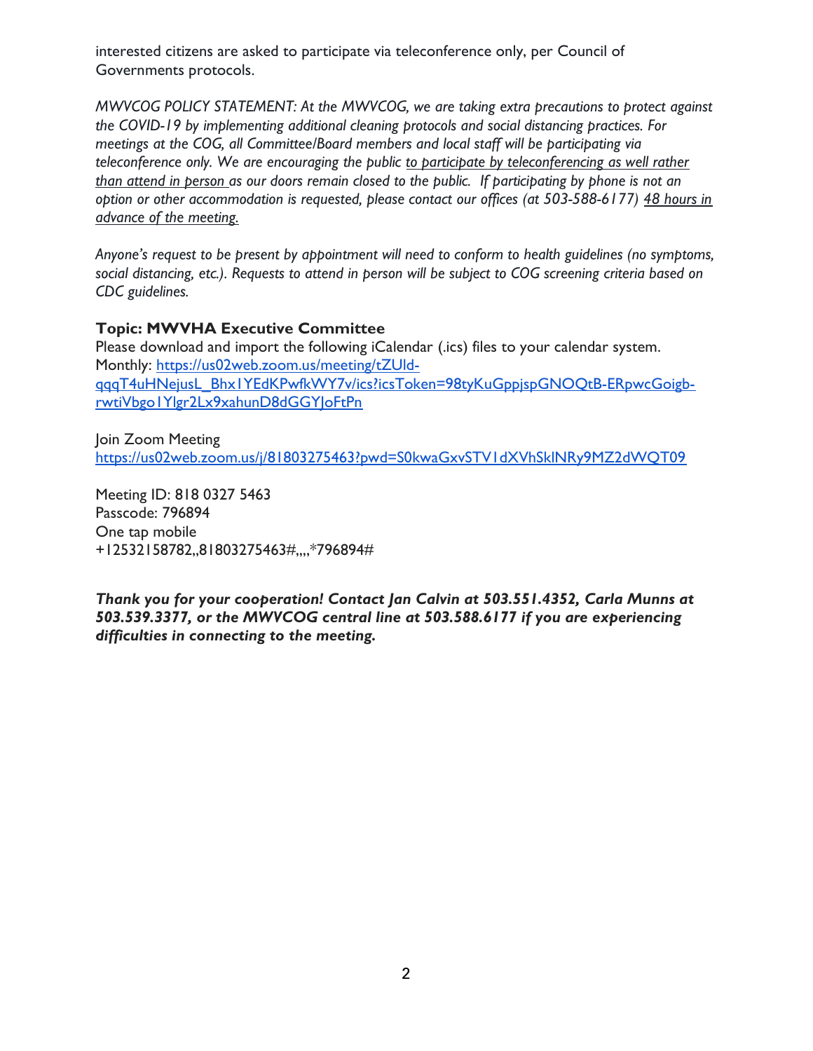interested citizens are asked to participate via teleconference only, per Council of Governments protocols.

*MWVCOG POLICY STATEMENT: At the MWVCOG, we are taking extra precautions to protect against the COVID-19 by implementing additional cleaning protocols and social distancing practices. For meetings at the COG, all Committee/Board members and local staff will be participating via teleconference only. We are encouraging the public to participate by teleconferencing as well rather than attend in person as our doors remain closed to the public. If participating by phone is not an option or other accommodation is requested, please contact our offices (at 503-588-6177) 48 hours in advance of the meeting.*

*Anyone's request to be present by appointment will need to conform to health guidelines (no symptoms, social distancing, etc.). Requests to attend in person will be subject to COG screening criteria based on CDC guidelines.*

**Topic: MWVHA Executive Committee**

Please download and import the following iCalendar (.ics) files to your calendar system.
Monthly: https://us02web.zoom.us/meeting/tZUld-qqqT4uHNejusL_Bhx1YEdKPwfkWY7v/ics?icsToken=98tyKuGppjspGNOQtB-ERpwcGoigb-rwtiVbgo1YIgr2Lx9xahunD8dGGYJoFtPn

Join Zoom Meeting
https://us02web.zoom.us/j/81803275463?pwd=S0kwaGxvSTV1dXVhSklNRy9MZ2dWQT09

Meeting ID: 818 0327 5463
Passcode: 796894
One tap mobile
+12532158782,,81803275463#,,,,*796894#

***Thank you for your cooperation! Contact Jan Calvin at 503.551.4352, Carla Munns at 503.539.3377, or the MWVCOG central line at 503.588.6177 if you are experiencing difficulties in connecting to the meeting.***